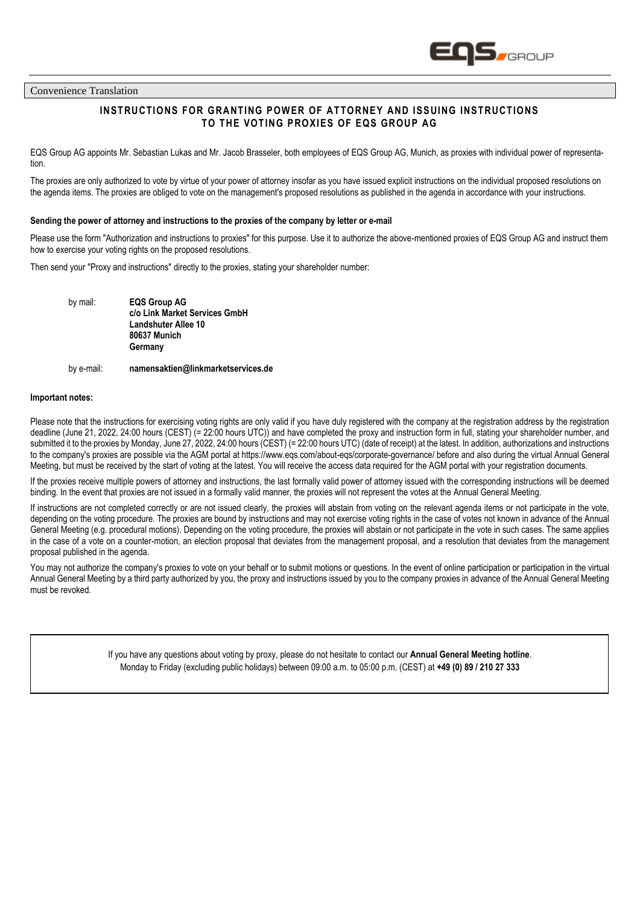Convenience Translation

# INSTRUCTIONS FOR GRANTING POWER OF ATTORNEY AND ISSUING INSTRUCTIONS TO THE VOTING PROXIES OF EQS GROUP AG

EQS Group AG appoints Mr. Sebastian Lukas and Mr. Jacob Brasseler, both employees of EQS Group AG, Munich, as proxies with individual power of representation.

The proxies are only authorized to vote by virtue of your power of attorney insofar as you have issued explicit instructions on the individual proposed resolutions on the agenda items. The proxies are obliged to vote on the management's proposed resolutions as published in the agenda in accordance with your instructions.

**Sending the power of attorney and instructions to the proxies of the company by letter or e-mail**

Please use the form "Authorization and instructions to proxies" for this purpose. Use it to authorize the above-mentioned proxies of EQS Group AG and instruct them how to exercise your voting rights on the proposed resolutions.

Then send your "Proxy and instructions" directly to the proxies, stating your shareholder number:

by mail:
**EQS Group AG**
**c/o Link Market Services GmbH**
**Landshuter Allee 10**
**80637 Munich**
**Germany**

by e-mail: **namensaktien@linkmarketservices.de**

**Important notes:**

Please note that the instructions for exercising voting rights are only valid if you have duly registered with the company at the registration address by the registration deadline (June 21, 2022, 24:00 hours (CEST) (= 22:00 hours UTC)) and have completed the proxy and instruction form in full, stating your shareholder number, and submitted it to the proxies by Monday, June 27, 2022, 24:00 hours (CEST) (= 22:00 hours UTC) (date of receipt) at the latest. In addition, authorizations and instructions to the company's proxies are possible via the AGM portal at https://www.eqs.com/about-eqs/corporate-governance/ before and also during the virtual Annual General Meeting, but must be received by the start of voting at the latest. You will receive the access data required for the AGM portal with your registration documents.

If the proxies receive multiple powers of attorney and instructions, the last formally valid power of attorney issued with the corresponding instructions will be deemed binding. In the event that proxies are not issued in a formally valid manner, the proxies will not represent the votes at the Annual General Meeting.

If instructions are not completed correctly or are not issued clearly, the proxies will abstain from voting on the relevant agenda items or not participate in the vote, depending on the voting procedure. The proxies are bound by instructions and may not exercise voting rights in the case of votes not known in advance of the Annual General Meeting (e.g. procedural motions). Depending on the voting procedure, the proxies will abstain or not participate in the vote in such cases. The same applies in the case of a vote on a counter-motion, an election proposal that deviates from the management proposal, and a resolution that deviates from the management proposal published in the agenda.

You may not authorize the company's proxies to vote on your behalf or to submit motions or questions. In the event of online participation or participation in the virtual Annual General Meeting by a third party authorized by you, the proxy and instructions issued by you to the company proxies in advance of the Annual General Meeting must be revoked.

If you have any questions about voting by proxy, please do not hesitate to contact our **Annual General Meeting hotline**. Monday to Friday (excluding public holidays) between 09:00 a.m. to 05:00 p.m. (CEST) at **+49 (0) 89 / 210 27 333**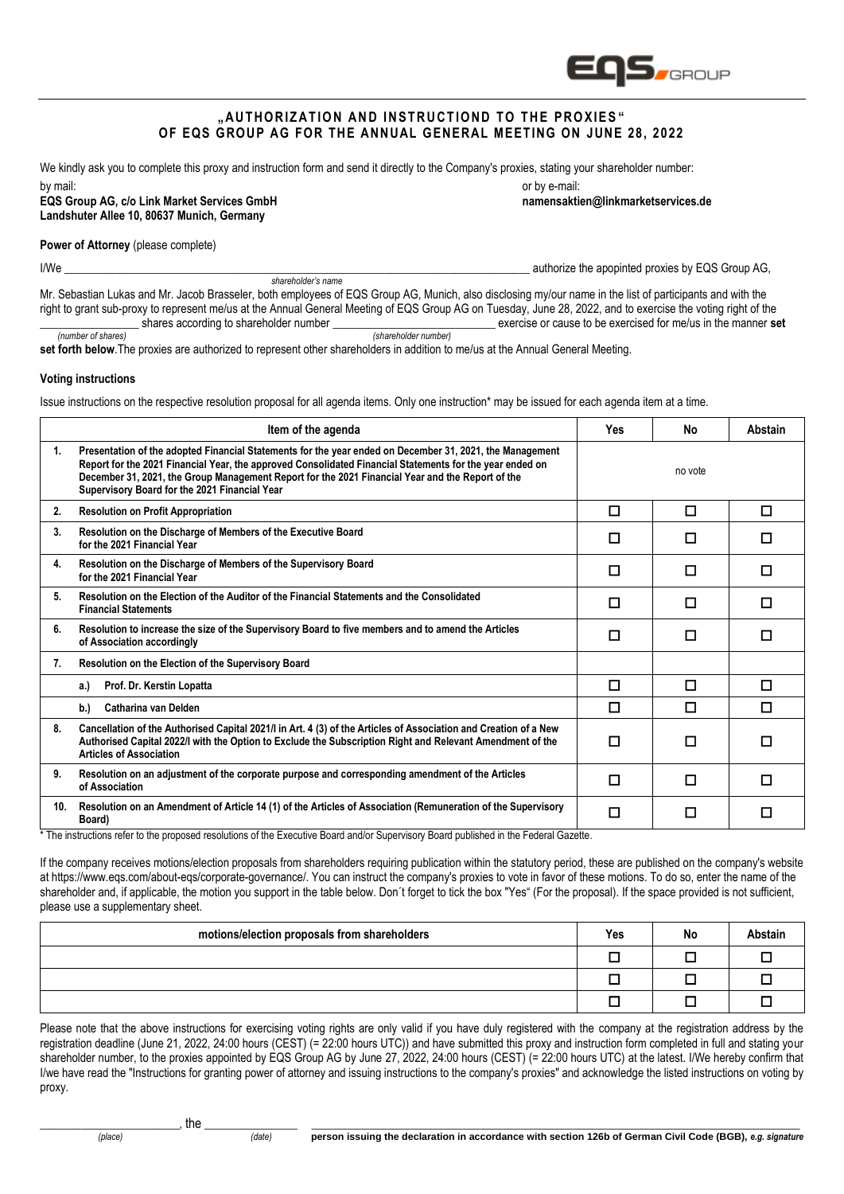# „AUTHORIZATION AND INSTRUCTIOND TO THE PROXIES" OF EQS GROUP AG FOR THE ANNUAL GENERAL MEETING ON JUNE 28, 2022

We kindly ask you to complete this proxy and instruction form and send it directly to the Company's proxies, stating your shareholder number:

by mail:
**EQS Group AG, c/o Link Market Services GmbH**
**Landshuter Allee 10, 80637 Munich, Germany**

or by e-mail:
**namensaktien@linkmarketservices.de**

**Power of Attorney** (please complete)

I/We ______________________________________________ authorize the apopinted proxies by EQS Group AG,
*shareholder's name*

Mr. Sebastian Lukas and Mr. Jacob Brasseler, both employees of EQS Group AG, Munich, also disclosing my/our name in the list of participants and with the right to grant sub-proxy to represent me/us at the Annual General Meeting of EQS Group AG on Tuesday, June 28, 2022, and to exercise the voting right of the ______________ shares according to shareholder number ______________________ exercise or cause to be exercised for me/us in the manner **set**
*(number of shares)* *(shareholder number)*
**set forth below**.The proxies are authorized to represent other shareholders in addition to me/us at the Annual General Meeting.

**Voting instructions**

Issue instructions on the respective resolution proposal for all agenda items. Only one instruction* may be issued for each agenda item at a time.

| | Item of the agenda | Yes | No | Abstain |
|---|---|---|---|---|
| 1. | **Presentation of the adopted Financial Statements for the year ended on December 31, 2021, the Management Report for the 2021 Financial Year, the approved Consolidated Financial Statements for the year ended on December 31, 2021, the Group Management Report for the 2021 Financial Year and the Report of the Supervisory Board for the 2021 Financial Year** | | no vote | |
| 2. | **Resolution on Profit Appropriation** | ☐ | ☐ | ☐ |
| 3. | **Resolution on the Discharge of Members of the Executive Board for the 2021 Financial Year** | ☐ | ☐ | ☐ |
| 4. | **Resolution on the Discharge of Members of the Supervisory Board for the 2021 Financial Year** | ☐ | ☐ | ☐ |
| 5. | **Resolution on the Election of the Auditor of the Financial Statements and the Consolidated Financial Statements** | ☐ | ☐ | ☐ |
| 6. | **Resolution to increase the size of the Supervisory Board to five members and to amend the Articles of Association accordingly** | ☐ | ☐ | ☐ |
| 7. | **Resolution on the Election of the Supervisory Board** | | | |
| | **a.) Prof. Dr. Kerstin Lopatta** | ☐ | ☐ | ☐ |
| | **b.) Catharina van Delden** | ☐ | ☐ | ☐ |
| 8. | **Cancellation of the Authorised Capital 2021/I in Art. 4 (3) of the Articles of Association and Creation of a New Authorised Capital 2022/I with the Option to Exclude the Subscription Right and Relevant Amendment of the Articles of Association** | ☐ | ☐ | ☐ |
| 9. | **Resolution on an adjustment of the corporate purpose and corresponding amendment of the Articles of Association** | ☐ | ☐ | ☐ |
| 10. | **Resolution on an Amendment of Article 14 (1) of the Articles of Association (Remuneration of the Supervisory Board)** | ☐ | ☐ | ☐ |

\* The instructions refer to the proposed resolutions of the Executive Board and/or Supervisory Board published in the Federal Gazette.

If the company receives motions/election proposals from shareholders requiring publication within the statutory period, these are published on the company's website at https://www.eqs.com/about-eqs/corporate-governance/. You can instruct the company's proxies to vote in favor of these motions. To do so, enter the name of the shareholder and, if applicable, the motion you support in the table below. Don´t forget to tick the box "Yes" (For the proposal). If the space provided is not sufficient, please use a supplementary sheet.

| motions/election proposals from shareholders | Yes | No | Abstain |
|---|---|---|---|
| | ☐ | ☐ | ☐ |
| | ☐ | ☐ | ☐ |
| | ☐ | ☐ | ☐ |

Please note that the above instructions for exercising voting rights are only valid if you have duly registered with the company at the registration address by the registration deadline (June 21, 2022, 24:00 hours (CEST) (= 22:00 hours UTC)) and have submitted this proxy and instruction form completed in full and stating your shareholder number, to the proxies appointed by EQS Group AG by June 27, 2022, 24:00 hours (CEST) (= 22:00 hours UTC) at the latest. I/We hereby confirm that I/we have read the "Instructions for granting power of attorney and issuing instructions to the company's proxies" and acknowledge the listed instructions on voting by proxy.

______________________, the ______________ ________________________________________
*(place)* *(date)* **person issuing the declaration in accordance with section 126b of German Civil Code (BGB),** ***e.g. signature***